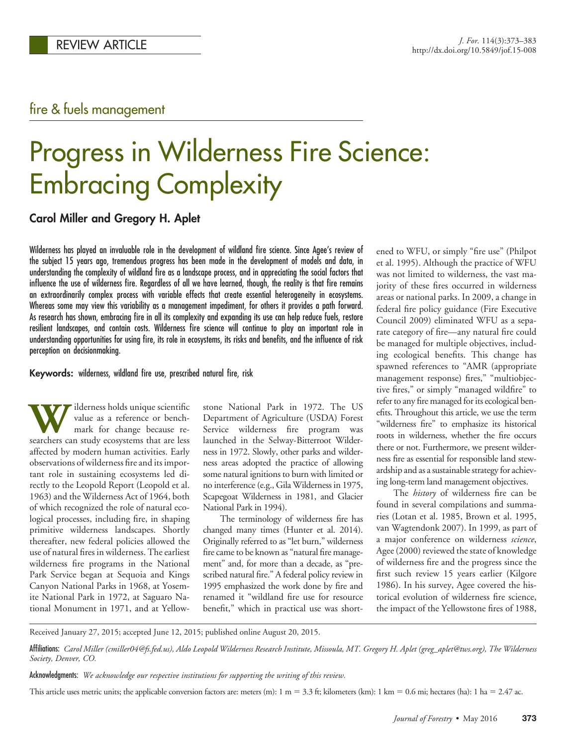REVIEW ARTICLE

fire & fuels management

# Progress in Wilderness Fire Science: Embracing Complexity

**Carol Miller and Gregory H. Aplet**

Wilderness has played an invaluable role in the development of wildland fire science. Since Agee's review of the subject 15 years ago, tremendous progress has been made in the development of models and data, in understanding the complexity of wildland fire as a landscape process, and in appreciating the social factors that influence the use of wilderness fire. Regardless of all we have learned, though, the reality is that fire remains an extraordinarily complex process with variable effects that create essential heterogeneity in ecosystems. Whereas some may view this variability as a management impediment, for others it provides a path forward. As research has shown, embracing fire in all its complexity and expanding its use can help reduce fuels, restore resilient landscapes, and contain costs. Wilderness fire science will continue to play an important role in understanding opportunities for using fire, its role in ecosystems, its risks and benefits, and the influence of risk perception on decisionmaking.

**Keywords:** wilderness, wildland fire use, prescribed natural fire, risk

Wilderness holds unique scientific value as a reference or benchmark for change because researchers can study ecosystems that are less affected by modern human activities. Early observations of wilderness fire and its important role in sustaining ecosystems led directly to the Leopold Report (Leopold et al. 1963) and the Wilderness Act of 1964, both of which recognized the role of natural ecological processes, including fire, in shaping primitive wilderness landscapes. Shortly thereafter, new federal policies allowed the use of natural fires in wilderness. The earliest wilderness fire programs in the National Park Service began at Sequoia and Kings Canyon National Parks in 1968, at Yosemite National Park in 1972, at Saguaro National Monument in 1971, and at Yellowstone National Park in 1972. The US Department of Agriculture (USDA) Forest Service wilderness fire program was launched in the Selway-Bitterroot Wilderness in 1972. Slowly, other parks and wilderness areas adopted the practice of allowing some natural ignitions to burn with limited or no interference (e.g., Gila Wilderness in 1975, Scapegoat Wilderness in 1981, and Glacier National Park in 1994).

The terminology of wilderness fire has changed many times (Hunter et al. 2014). Originally referred to as "let burn," wilderness fire came to be known as "natural fire management" and, for more than a decade, as "prescribed natural fire." A federal policy review in 1995 emphasized the work done by fire and renamed it "wildland fire use for resource benefit," which in practical use was shortened to WFU, or simply "fire use" (Philpot et al. 1995). Although the practice of WFU was not limited to wilderness, the vast majority of these fires occurred in wilderness areas or national parks. In 2009, a change in federal fire policy guidance (Fire Executive Council 2009) eliminated WFU as a separate category of fire—any natural fire could be managed for multiple objectives, including ecological benefits. This change has spawned references to "AMR (appropriate management response) fires," "multiobjective fires," or simply "managed wildfire" to refer to any fire managed for its ecological benefits. Throughout this article, we use the term "wilderness fire" to emphasize its historical roots in wilderness, whether the fire occurs there or not. Furthermore, we present wilderness fire as essential for responsible land stewardship and as a sustainable strategy for achieving long-term land management objectives.

The *history* of wilderness fire can be found in several compilations and summaries (Lotan et al. 1985, Brown et al. 1995, van Wagtendonk 2007). In 1999, as part of a major conference on wilderness *science*, Agee (2000) reviewed the state of knowledge of wilderness fire and the progress since the first such review 15 years earlier (Kilgore 1986). In his survey, Agee covered the historical evolution of wilderness fire science, the impact of the Yellowstone fires of 1988,

Received January 27, 2015; accepted June 12, 2015; published online August 20, 2015.

Affiliations: *Carol Miller (cmiller04@fs.fed.us), Aldo Leopold Wilderness Research Institute, Missoula, MT. Gregory H. Aplet (greg_aplet@tws.org), The Wilderness Society, Denver, CO.*

Acknowledgments: *We acknowledge our respective institutions for supporting the writing of this review.*

This article uses metric units; the applicable conversion factors are: meters (m): 1 m = 3.3 ft; kilometers (km): 1 km = 0.6 mi; hectares (ha): 1 ha = 2.47 ac.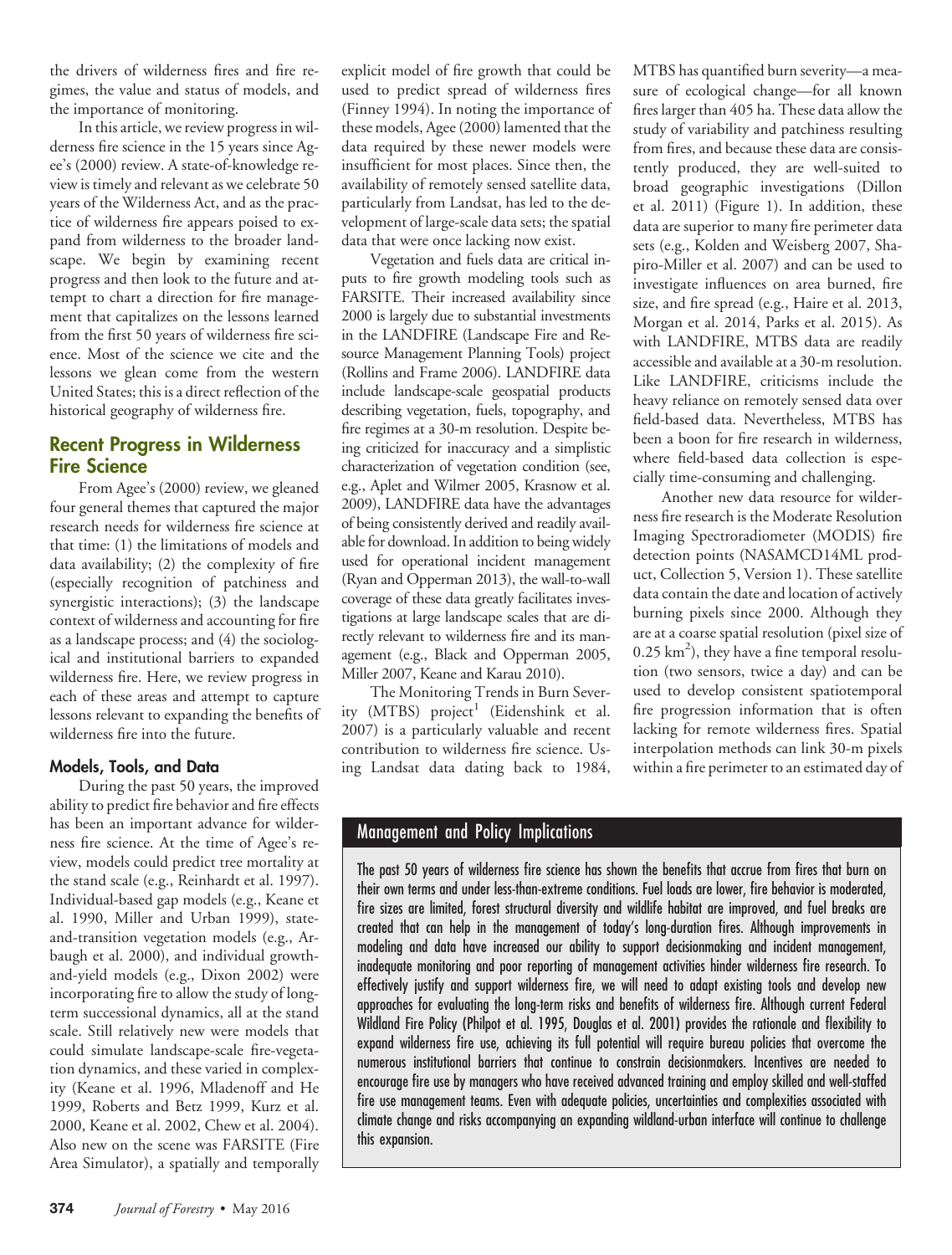the drivers of wilderness fires and fire regimes, the value and status of models, and the importance of monitoring.

In this article, we review progress in wilderness fire science in the 15 years since Agee's (2000) review. A state-of-knowledge review is timely and relevant as we celebrate 50 years of the Wilderness Act, and as the practice of wilderness fire appears poised to expand from wilderness to the broader landscape. We begin by examining recent progress and then look to the future and attempt to chart a direction for fire management that capitalizes on the lessons learned from the first 50 years of wilderness fire science. Most of the science we cite and the lessons we glean come from the western United States; this is a direct reflection of the historical geography of wilderness fire.

## Recent Progress in Wilderness Fire Science

From Agee's (2000) review, we gleaned four general themes that captured the major research needs for wilderness fire science at that time: (1) the limitations of models and data availability; (2) the complexity of fire (especially recognition of patchiness and synergistic interactions); (3) the landscape context of wilderness and accounting for fire as a landscape process; and (4) the sociological and institutional barriers to expanded wilderness fire. Here, we review progress in each of these areas and attempt to capture lessons relevant to expanding the benefits of wilderness fire into the future.

### Models, Tools, and Data

During the past 50 years, the improved ability to predict fire behavior and fire effects has been an important advance for wilderness fire science. At the time of Agee's review, models could predict tree mortality at the stand scale (e.g., Reinhardt et al. 1997). Individual-based gap models (e.g., Keane et al. 1990, Miller and Urban 1999), state-and-transition vegetation models (e.g., Arbaugh et al. 2000), and individual growth-and-yield models (e.g., Dixon 2002) were incorporating fire to allow the study of long-term successional dynamics, all at the stand scale. Still relatively new were models that could simulate landscape-scale fire-vegetation dynamics, and these varied in complexity (Keane et al. 1996, Mladenoff and He 1999, Roberts and Betz 1999, Kurz et al. 2000, Keane et al. 2002, Chew et al. 2004). Also new on the scene was FARSITE (Fire Area Simulator), a spatially and temporally explicit model of fire growth that could be used to predict spread of wilderness fires (Finney 1994). In noting the importance of these models, Agee (2000) lamented that the data required by these newer models were insufficient for most places. Since then, the availability of remotely sensed satellite data, particularly from Landsat, has led to the development of large-scale data sets; the spatial data that were once lacking now exist.

Vegetation and fuels data are critical inputs to fire growth modeling tools such as FARSITE. Their increased availability since 2000 is largely due to substantial investments in the LANDFIRE (Landscape Fire and Resource Management Planning Tools) project (Rollins and Frame 2006). LANDFIRE data include landscape-scale geospatial products describing vegetation, fuels, topography, and fire regimes at a 30-m resolution. Despite being criticized for inaccuracy and a simplistic characterization of vegetation condition (see, e.g., Aplet and Wilmer 2005, Krasnow et al. 2009), LANDFIRE data have the advantages of being consistently derived and readily available for download. In addition to being widely used for operational incident management (Ryan and Opperman 2013), the wall-to-wall coverage of these data greatly facilitates investigations at large landscape scales that are directly relevant to wilderness fire and its management (e.g., Black and Opperman 2005, Miller 2007, Keane and Karau 2010).

The Monitoring Trends in Burn Severity (MTBS) project[1] (Eidenshink et al. 2007) is a particularly valuable and recent contribution to wilderness fire science. Using Landsat data dating back to 1984, MTBS has quantified burn severity—a measure of ecological change—for all known fires larger than 405 ha. These data allow the study of variability and patchiness resulting from fires, and because these data are consistently produced, they are well-suited to broad geographic investigations (Dillon et al. 2011) (Figure 1). In addition, these data are superior to many fire perimeter data sets (e.g., Kolden and Weisberg 2007, Shapiro-Miller et al. 2007) and can be used to investigate influences on area burned, fire size, and fire spread (e.g., Haire et al. 2013, Morgan et al. 2014, Parks et al. 2015). As with LANDFIRE, MTBS data are readily accessible and available at a 30-m resolution. Like LANDFIRE, criticisms include the heavy reliance on remotely sensed data over field-based data. Nevertheless, MTBS has been a boon for fire research in wilderness, where field-based data collection is especially time-consuming and challenging.

Another new data resource for wilderness fire research is the Moderate Resolution Imaging Spectroradiometer (MODIS) fire detection points (NASAMCD14ML product, Collection 5, Version 1). These satellite data contain the date and location of actively burning pixels since 2000. Although they are at a coarse spatial resolution (pixel size of $0.25\ km^2$), they have a fine temporal resolution (two sensors, twice a day) and can be used to develop consistent spatiotemporal fire progression information that is often lacking for remote wilderness fires. Spatial interpolation methods can link 30-m pixels within a fire perimeter to an estimated day of

## Management and Policy Implications

The past 50 years of wilderness fire science has shown the benefits that accrue from fires that burn on their own terms and under less-than-extreme conditions. Fuel loads are lower, fire behavior is moderated, fire sizes are limited, forest structural diversity and wildlife habitat are improved, and fuel breaks are created that can help in the management of today's long-duration fires. Although improvements in modeling and data have increased our ability to support decisionmaking and incident management, inadequate monitoring and poor reporting of management activities hinder wilderness fire research. To effectively justify and support wilderness fire, we will need to adapt existing tools and develop new approaches for evaluating the long-term risks and benefits of wilderness fire. Although current Federal Wildland Fire Policy (Philpot et al. 1995, Douglas et al. 2001) provides the rationale and flexibility to expand wilderness fire use, achieving its full potential will require bureau policies that overcome the numerous institutional barriers that continue to constrain decisionmakers. Incentives are needed to encourage fire use by managers who have received advanced training and employ skilled and well-staffed fire use management teams. Even with adequate policies, uncertainties and complexities associated with climate change and risks accompanying an expanding wildland-urban interface will continue to challenge this expansion.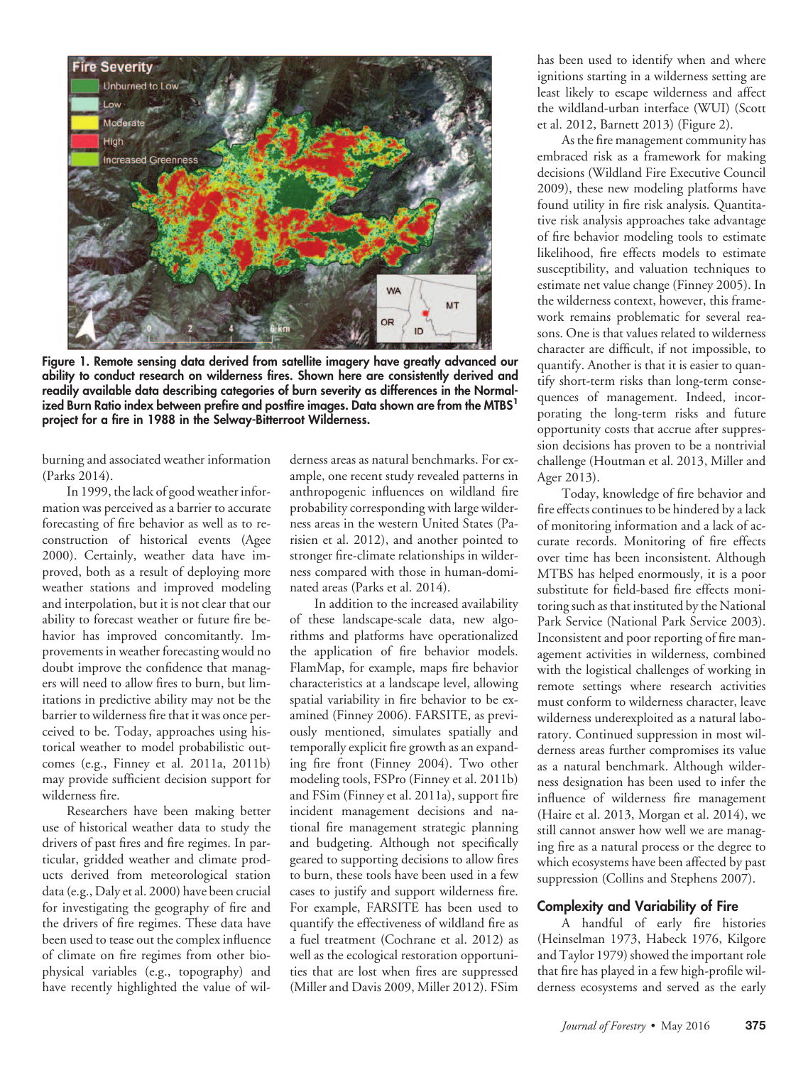Figure 1. Remote sensing data derived from satellite imagery have greatly advanced our ability to conduct research on wilderness fires. Shown here are consistently derived and readily available data describing categories of burn severity as differences in the Normalized Burn Ratio index between prefire and postfire images. Data shown are from the MTBS[1] project for a fire in 1988 in the Selway-Bitterroot Wilderness.

burning and associated weather information (Parks 2014).

In 1999, the lack of good weather information was perceived as a barrier to accurate forecasting of fire behavior as well as to reconstruction of historical events (Agee 2000). Certainly, weather data have improved, both as a result of deploying more weather stations and improved modeling and interpolation, but it is not clear that our ability to forecast weather or future fire behavior has improved concomitantly. Improvements in weather forecasting would no doubt improve the confidence that managers will need to allow fires to burn, but limitations in predictive ability may not be the barrier to wilderness fire that it was once perceived to be. Today, approaches using historical weather to model probabilistic outcomes (e.g., Finney et al. 2011a, 2011b) may provide sufficient decision support for wilderness fire.

Researchers have been making better use of historical weather data to study the drivers of past fires and fire regimes. In particular, gridded weather and climate products derived from meteorological station data (e.g., Daly et al. 2000) have been crucial for investigating the geography of fire and the drivers of fire regimes. These data have been used to tease out the complex influence of climate on fire regimes from other biophysical variables (e.g., topography) and have recently highlighted the value of wilderness areas as natural benchmarks. For example, one recent study revealed patterns in anthropogenic influences on wildland fire probability corresponding with large wilderness areas in the western United States (Parisien et al. 2012), and another pointed to stronger fire-climate relationships in wilderness compared with those in human-dominated areas (Parks et al. 2014).

In addition to the increased availability of these landscape-scale data, new algorithms and platforms have operationalized the application of fire behavior models. FlamMap, for example, maps fire behavior characteristics at a landscape level, allowing spatial variability in fire behavior to be examined (Finney 2006). FARSITE, as previously mentioned, simulates spatially and temporally explicit fire growth as an expanding fire front (Finney 2004). Two other modeling tools, FSPro (Finney et al. 2011b) and FSim (Finney et al. 2011a), support fire incident management decisions and national fire management strategic planning and budgeting. Although not specifically geared to supporting decisions to allow fires to burn, these tools have been used in a few cases to justify and support wilderness fire. For example, FARSITE has been used to quantify the effectiveness of wildland fire as a fuel treatment (Cochrane et al. 2012) as well as the ecological restoration opportunities that are lost when fires are suppressed (Miller and Davis 2009, Miller 2012). FSim has been used to identify when and where ignitions starting in a wilderness setting are least likely to escape wilderness and affect the wildland-urban interface (WUI) (Scott et al. 2012, Barnett 2013) (Figure 2).

As the fire management community has embraced risk as a framework for making decisions (Wildland Fire Executive Council 2009), these new modeling platforms have found utility in fire risk analysis. Quantitative risk analysis approaches take advantage of fire behavior modeling tools to estimate likelihood, fire effects models to estimate susceptibility, and valuation techniques to estimate net value change (Finney 2005). In the wilderness context, however, this framework remains problematic for several reasons. One is that values related to wilderness character are difficult, if not impossible, to quantify. Another is that it is easier to quantify short-term risks than long-term consequences of management. Indeed, incorporating the long-term risks and future opportunity costs that accrue after suppression decisions has proven to be a nontrivial challenge (Houtman et al. 2013, Miller and Ager 2013).

Today, knowledge of fire behavior and fire effects continues to be hindered by a lack of monitoring information and a lack of accurate records. Monitoring of fire effects over time has been inconsistent. Although MTBS has helped enormously, it is a poor substitute for field-based fire effects monitoring such as that instituted by the National Park Service (National Park Service 2003). Inconsistent and poor reporting of fire management activities in wilderness, combined with the logistical challenges of working in remote settings where research activities must conform to wilderness character, leave wilderness underexploited as a natural laboratory. Continued suppression in most wilderness areas further compromises its value as a natural benchmark. Although wilderness designation has been used to infer the influence of wilderness fire management (Haire et al. 2013, Morgan et al. 2014), we still cannot answer how well we are managing fire as a natural process or the degree to which ecosystems have been affected by past suppression (Collins and Stephens 2007).

## Complexity and Variability of Fire

A handful of early fire histories (Heinselman 1973, Habeck 1976, Kilgore and Taylor 1979) showed the important role that fire has played in a few high-profile wilderness ecosystems and served as the early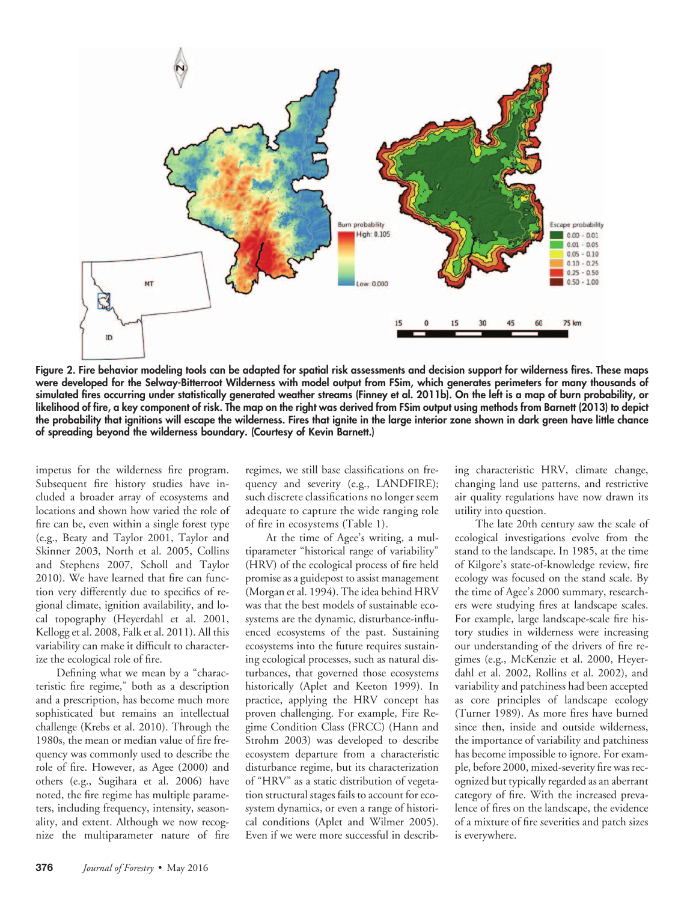Figure 2. Fire behavior modeling tools can be adapted for spatial risk assessments and decision support for wilderness fires. These maps were developed for the Selway-Bitterroot Wilderness with model output from FSim, which generates perimeters for many thousands of simulated fires occurring under statistically generated weather streams (Finney et al. 2011b). On the left is a map of burn probability, or likelihood of fire, a key component of risk. The map on the right was derived from FSim output using methods from Barnett (2013) to depict the probability that ignitions will escape the wilderness. Fires that ignite in the large interior zone shown in dark green have little chance of spreading beyond the wilderness boundary. (Courtesy of Kevin Barnett.)

impetus for the wilderness fire program. Subsequent fire history studies have included a broader array of ecosystems and locations and shown how varied the role of fire can be, even within a single forest type (e.g., Beaty and Taylor 2001, Taylor and Skinner 2003, North et al. 2005, Collins and Stephens 2007, Scholl and Taylor 2010). We have learned that fire can function very differently due to specifics of regional climate, ignition availability, and local topography (Heyerdahl et al. 2001, Kellogg et al. 2008, Falk et al. 2011). All this variability can make it difficult to characterize the ecological role of fire.

Defining what we mean by a "characteristic fire regime," both as a description and a prescription, has become much more sophisticated but remains an intellectual challenge (Krebs et al. 2010). Through the 1980s, the mean or median value of fire frequency was commonly used to describe the role of fire. However, as Agee (2000) and others (e.g., Sugihara et al. 2006) have noted, the fire regime has multiple parameters, including frequency, intensity, seasonality, and extent. Although we now recognize the multiparameter nature of fire regimes, we still base classifications on frequency and severity (e.g., LANDFIRE); such discrete classifications no longer seem adequate to capture the wide ranging role of fire in ecosystems (Table 1).

At the time of Agee's writing, a multiparameter "historical range of variability" (HRV) of the ecological process of fire held promise as a guidepost to assist management (Morgan et al. 1994). The idea behind HRV was that the best models of sustainable ecosystems are the dynamic, disturbance-influenced ecosystems of the past. Sustaining ecosystems into the future requires sustaining ecological processes, such as natural disturbances, that governed those ecosystems historically (Aplet and Keeton 1999). In practice, applying the HRV concept has proven challenging. For example, Fire Regime Condition Class (FRCC) (Hann and Strohm 2003) was developed to describe ecosystem departure from a characteristic disturbance regime, but its characterization of "HRV" as a static distribution of vegetation structural stages fails to account for ecosystem dynamics, or even a range of historical conditions (Aplet and Wilmer 2005). Even if we were more successful in describing characteristic HRV, climate change, changing land use patterns, and restrictive air quality regulations have now drawn its utility into question.

The late 20th century saw the scale of ecological investigations evolve from the stand to the landscape. In 1985, at the time of Kilgore's state-of-knowledge review, fire ecology was focused on the stand scale. By the time of Agee's 2000 summary, researchers were studying fires at landscape scales. For example, large landscape-scale fire history studies in wilderness were increasing our understanding of the drivers of fire regimes (e.g., McKenzie et al. 2000, Heyerdahl et al. 2002, Rollins et al. 2002), and variability and patchiness had been accepted as core principles of landscape ecology (Turner 1989). As more fires have burned since then, inside and outside wilderness, the importance of variability and patchiness has become impossible to ignore. For example, before 2000, mixed-severity fire was recognized but typically regarded as an aberrant category of fire. With the increased prevalence of fires on the landscape, the evidence of a mixture of fire severities and patch sizes is everywhere.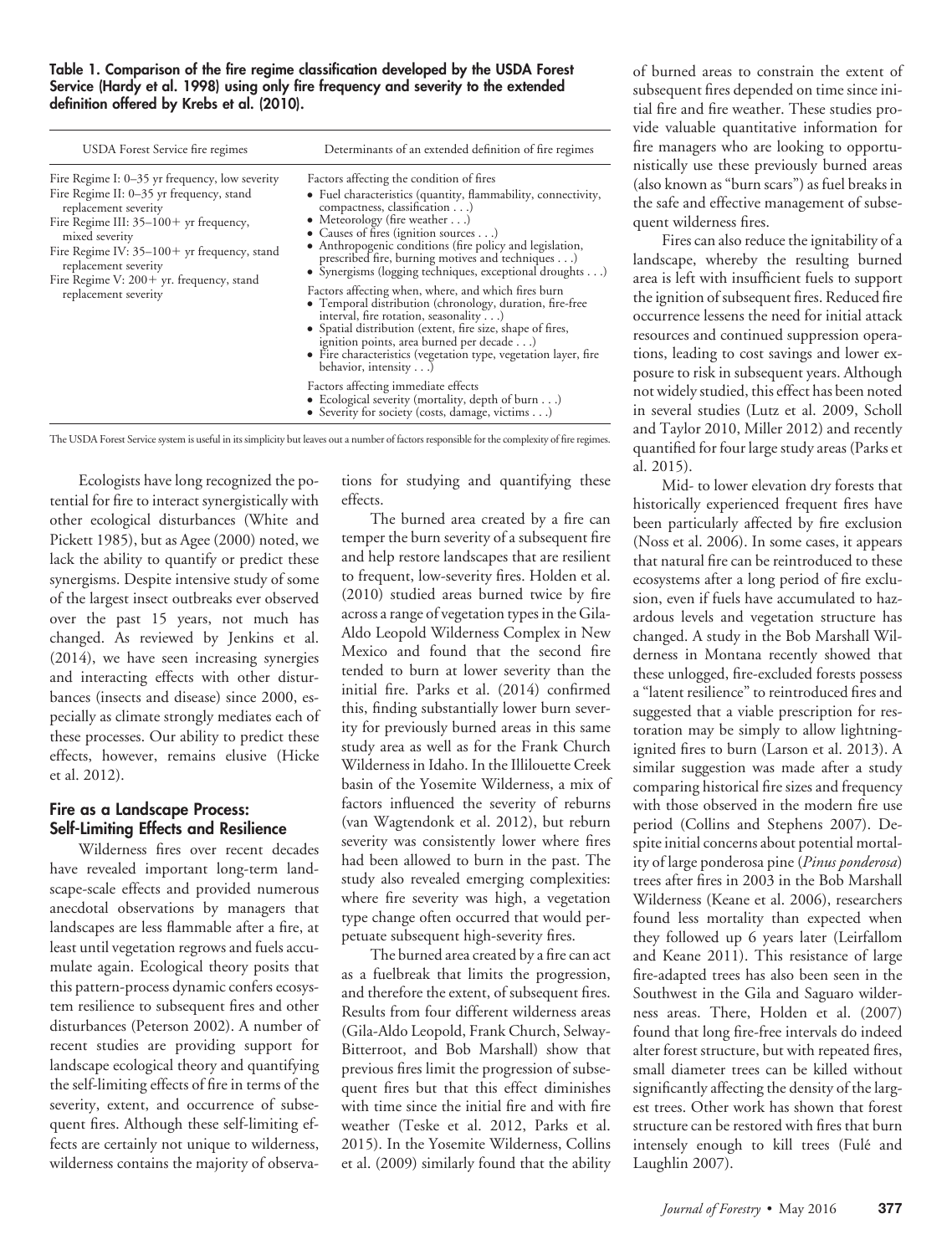**Table 1. Comparison of the fire regime classification developed by the USDA Forest Service (Hardy et al. 1998) using only fire frequency and severity to the extended definition offered by Krebs et al. (2010).**

| USDA Forest Service fire regimes | Determinants of an extended definition of fire regimes |
|---|---|
| Fire Regime I: 0–35 yr frequency, low severity<br>Fire Regime II: 0–35 yr frequency, stand replacement severity<br>Fire Regime III: 35–100+ yr frequency, mixed severity<br>Fire Regime IV: 35–100+ yr frequency, stand replacement severity<br>Fire Regime V: 200+ yr. frequency, stand replacement severity | Factors affecting the condition of fires<br>• Fuel characteristics (quantity, flammability, connectivity, compactness, classification . . .)<br>• Meteorology (fire weather . . .)<br>• Causes of fires (ignition sources . . .)<br>• Anthropogenic conditions (fire policy and legislation, prescribed fire, burning motives and techniques . . .)<br>• Synergisms (logging techniques, exceptional droughts . . .)<br><br>Factors affecting when, where, and which fires burn<br>• Temporal distribution (chronology, duration, fire-free interval, fire rotation, seasonality . . .)<br>• Spatial distribution (extent, fire size, shape of fires, ignition points, area burned per decade . . .)<br>• Fire characteristics (vegetation type, vegetation layer, fire behavior, intensity . . .)<br><br>Factors affecting immediate effects<br>• Ecological severity (mortality, depth of burn . . .)<br>• Severity for society (costs, damage, victims . . .) |

The USDA Forest Service system is useful in its simplicity but leaves out a number of factors responsible for the complexity of fire regimes.

Ecologists have long recognized the potential for fire to interact synergistically with other ecological disturbances (White and Pickett 1985), but as Agee (2000) noted, we lack the ability to quantify or predict these synergisms. Despite intensive study of some of the largest insect outbreaks ever observed over the past 15 years, not much has changed. As reviewed by Jenkins et al. (2014), we have seen increasing synergies and interacting effects with other disturbances (insects and disease) since 2000, especially as climate strongly mediates each of these processes. Our ability to predict these effects, however, remains elusive (Hicke et al. 2012).

## Fire as a Landscape Process: Self-Limiting Effects and Resilience

Wilderness fires over recent decades have revealed important long-term landscape-scale effects and provided numerous anecdotal observations by managers that landscapes are less flammable after a fire, at least until vegetation regrows and fuels accumulate again. Ecological theory posits that this pattern-process dynamic confers ecosystem resilience to subsequent fires and other disturbances (Peterson 2002). A number of recent studies are providing support for landscape ecological theory and quantifying the self-limiting effects of fire in terms of the severity, extent, and occurrence of subsequent fires. Although these self-limiting effects are certainly not unique to wilderness, wilderness contains the majority of observations for studying and quantifying these effects.

The burned area created by a fire can temper the burn severity of a subsequent fire and help restore landscapes that are resilient to frequent, low-severity fires. Holden et al. (2010) studied areas burned twice by fire across a range of vegetation types in the Gila-Aldo Leopold Wilderness Complex in New Mexico and found that the second fire tended to burn at lower severity than the initial fire. Parks et al. (2014) confirmed this, finding substantially lower burn severity for previously burned areas in this same study area as well as for the Frank Church Wilderness in Idaho. In the Illilouette Creek basin of the Yosemite Wilderness, a mix of factors influenced the severity of reburns (van Wagtendonk et al. 2012), but reburn severity was consistently lower where fires had been allowed to burn in the past. The study also revealed emerging complexities: where fire severity was high, a vegetation type change often occurred that would perpetuate subsequent high-severity fires.

The burned area created by a fire can act as a fuelbreak that limits the progression, and therefore the extent, of subsequent fires. Results from four different wilderness areas (Gila-Aldo Leopold, Frank Church, Selway-Bitterroot, and Bob Marshall) show that previous fires limit the progression of subsequent fires but that this effect diminishes with time since the initial fire and with fire weather (Teske et al. 2012, Parks et al. 2015). In the Yosemite Wilderness, Collins et al. (2009) similarly found that the ability of burned areas to constrain the extent of subsequent fires depended on time since initial fire and fire weather. These studies provide valuable quantitative information for fire managers who are looking to opportunistically use these previously burned areas (also known as "burn scars") as fuel breaks in the safe and effective management of subsequent wilderness fires.

Fires can also reduce the ignitability of a landscape, whereby the resulting burned area is left with insufficient fuels to support the ignition of subsequent fires. Reduced fire occurrence lessens the need for initial attack resources and continued suppression operations, leading to cost savings and lower exposure to risk in subsequent years. Although not widely studied, this effect has been noted in several studies (Lutz et al. 2009, Scholl and Taylor 2010, Miller 2012) and recently quantified for four large study areas (Parks et al. 2015).

Mid- to lower elevation dry forests that historically experienced frequent fires have been particularly affected by fire exclusion (Noss et al. 2006). In some cases, it appears that natural fire can be reintroduced to these ecosystems after a long period of fire exclusion, even if fuels have accumulated to hazardous levels and vegetation structure has changed. A study in the Bob Marshall Wilderness in Montana recently showed that these unlogged, fire-excluded forests possess a "latent resilience" to reintroduced fires and suggested that a viable prescription for restoration may be simply to allow lightning-ignited fires to burn (Larson et al. 2013). A similar suggestion was made after a study comparing historical fire sizes and frequency with those observed in the modern fire use period (Collins and Stephens 2007). Despite initial concerns about potential mortality of large ponderosa pine (*Pinus ponderosa*) trees after fires in 2003 in the Bob Marshall Wilderness (Keane et al. 2006), researchers found less mortality than expected when they followed up 6 years later (Leirfallom and Keane 2011). This resistance of large fire-adapted trees has also been seen in the Southwest in the Gila and Saguaro wilderness areas. There, Holden et al. (2007) found that long fire-free intervals do indeed alter forest structure, but with repeated fires, small diameter trees can be killed without significantly affecting the density of the largest trees. Other work has shown that forest structure can be restored with fires that burn intensely enough to kill trees (Fulé and Laughlin 2007).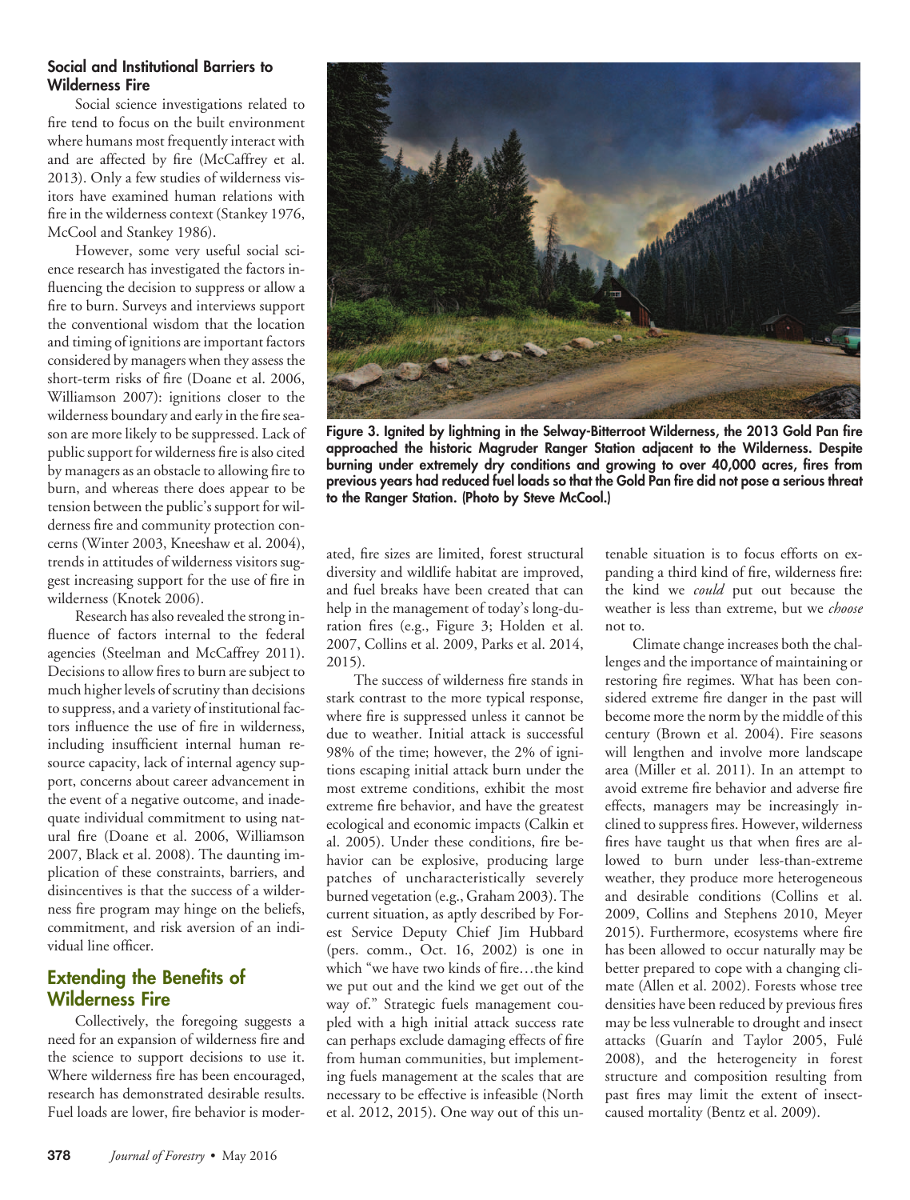### Social and Institutional Barriers to Wilderness Fire

Social science investigations related to fire tend to focus on the built environment where humans most frequently interact with and are affected by fire (McCaffrey et al. 2013). Only a few studies of wilderness visitors have examined human relations with fire in the wilderness context (Stankey 1976, McCool and Stankey 1986).

However, some very useful social science research has investigated the factors influencing the decision to suppress or allow a fire to burn. Surveys and interviews support the conventional wisdom that the location and timing of ignitions are important factors considered by managers when they assess the short-term risks of fire (Doane et al. 2006, Williamson 2007): ignitions closer to the wilderness boundary and early in the fire season are more likely to be suppressed. Lack of public support for wilderness fire is also cited by managers as an obstacle to allowing fire to burn, and whereas there does appear to be tension between the public's support for wilderness fire and community protection concerns (Winter 2003, Kneeshaw et al. 2004), trends in attitudes of wilderness visitors suggest increasing support for the use of fire in wilderness (Knotek 2006).

Research has also revealed the strong influence of factors internal to the federal agencies (Steelman and McCaffrey 2011). Decisions to allow fires to burn are subject to much higher levels of scrutiny than decisions to suppress, and a variety of institutional factors influence the use of fire in wilderness, including insufficient internal human resource capacity, lack of internal agency support, concerns about career advancement in the event of a negative outcome, and inadequate individual commitment to using natural fire (Doane et al. 2006, Williamson 2007, Black et al. 2008). The daunting implication of these constraints, barriers, and disincentives is that the success of a wilderness fire program may hinge on the beliefs, commitment, and risk aversion of an individual line officer.

## Extending the Benefits of Wilderness Fire

Collectively, the foregoing suggests a need for an expansion of wilderness fire and the science to support decisions to use it. Where wilderness fire has been encouraged, research has demonstrated desirable results. Fuel loads are lower, fire behavior is moderated, fire sizes are limited, forest structural diversity and wildlife habitat are improved, and fuel breaks have been created that can help in the management of today's long-duration fires (e.g., Figure 3; Holden et al. 2007, Collins et al. 2009, Parks et al. 2014, 2015).

**Figure 3. Ignited by lightning in the Selway-Bitterroot Wilderness, the 2013 Gold Pan fire approached the historic Magruder Ranger Station adjacent to the Wilderness. Despite burning under extremely dry conditions and growing to over 40,000 acres, fires from previous years had reduced fuel loads so that the Gold Pan fire did not pose a serious threat to the Ranger Station. (Photo by Steve McCool.)**

The success of wilderness fire stands in stark contrast to the more typical response, where fire is suppressed unless it cannot be due to weather. Initial attack is successful 98% of the time; however, the 2% of ignitions escaping initial attack burn under the most extreme conditions, exhibit the most extreme fire behavior, and have the greatest ecological and economic impacts (Calkin et al. 2005). Under these conditions, fire behavior can be explosive, producing large patches of uncharacteristically severely burned vegetation (e.g., Graham 2003). The current situation, as aptly described by Forest Service Deputy Chief Jim Hubbard (pers. comm., Oct. 16, 2002) is one in which "we have two kinds of fire…the kind we put out and the kind we get out of the way of." Strategic fuels management coupled with a high initial attack success rate can perhaps exclude damaging effects of fire from human communities, but implementing fuels management at the scales that are necessary to be effective is infeasible (North et al. 2012, 2015). One way out of this untenable situation is to focus efforts on expanding a third kind of fire, wilderness fire: the kind we *could* put out because the weather is less than extreme, but we *choose* not to.

Climate change increases both the challenges and the importance of maintaining or restoring fire regimes. What has been considered extreme fire danger in the past will become more the norm by the middle of this century (Brown et al. 2004). Fire seasons will lengthen and involve more landscape area (Miller et al. 2011). In an attempt to avoid extreme fire behavior and adverse fire effects, managers may be increasingly inclined to suppress fires. However, wilderness fires have taught us that when fires are allowed to burn under less-than-extreme weather, they produce more heterogeneous and desirable conditions (Collins et al. 2009, Collins and Stephens 2010, Meyer 2015). Furthermore, ecosystems where fire has been allowed to occur naturally may be better prepared to cope with a changing climate (Allen et al. 2002). Forests whose tree densities have been reduced by previous fires may be less vulnerable to drought and insect attacks (Guarín and Taylor 2005, Fulé 2008), and the heterogeneity in forest structure and composition resulting from past fires may limit the extent of insect-caused mortality (Bentz et al. 2009).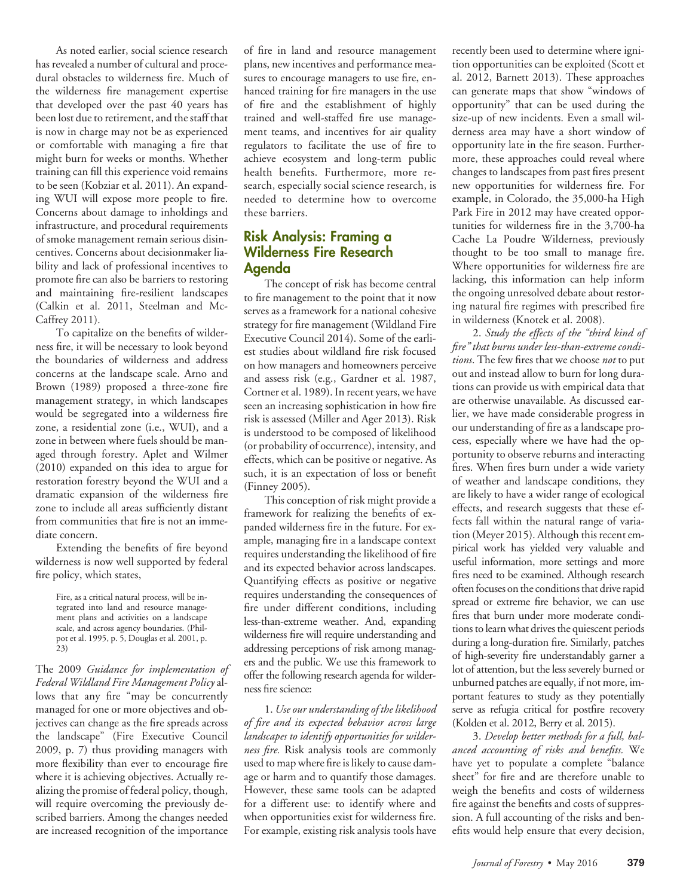As noted earlier, social science research has revealed a number of cultural and procedural obstacles to wilderness fire. Much of the wilderness fire management expertise that developed over the past 40 years has been lost due to retirement, and the staff that is now in charge may not be as experienced or comfortable with managing a fire that might burn for weeks or months. Whether training can fill this experience void remains to be seen (Kobziar et al. 2011). An expanding WUI will expose more people to fire. Concerns about damage to inholdings and infrastructure, and procedural requirements of smoke management remain serious disincentives. Concerns about decisionmaker liability and lack of professional incentives to promote fire can also be barriers to restoring and maintaining fire-resilient landscapes (Calkin et al. 2011, Steelman and McCaffrey 2011).

To capitalize on the benefits of wilderness fire, it will be necessary to look beyond the boundaries of wilderness and address concerns at the landscape scale. Arno and Brown (1989) proposed a three-zone fire management strategy, in which landscapes would be segregated into a wilderness fire zone, a residential zone (i.e., WUI), and a zone in between where fuels should be managed through forestry. Aplet and Wilmer (2010) expanded on this idea to argue for restoration forestry beyond the WUI and a dramatic expansion of the wilderness fire zone to include all areas sufficiently distant from communities that fire is not an immediate concern.

Extending the benefits of fire beyond wilderness is now well supported by federal fire policy, which states,

> Fire, as a critical natural process, will be integrated into land and resource management plans and activities on a landscape scale, and across agency boundaries. (Philpot et al. 1995, p. 5, Douglas et al. 2001, p. 23)

The 2009 *Guidance for implementation of Federal Wildland Fire Management Policy* allows that any fire "may be concurrently managed for one or more objectives and objectives can change as the fire spreads across the landscape" (Fire Executive Council 2009, p. 7) thus providing managers with more flexibility than ever to encourage fire where it is achieving objectives. Actually realizing the promise of federal policy, though, will require overcoming the previously described barriers. Among the changes needed are increased recognition of the importance of fire in land and resource management plans, new incentives and performance measures to encourage managers to use fire, enhanced training for fire managers in the use of fire and the establishment of highly trained and well-staffed fire use management teams, and incentives for air quality regulators to facilitate the use of fire to achieve ecosystem and long-term public health benefits. Furthermore, more research, especially social science research, is needed to determine how to overcome these barriers.

## Risk Analysis: Framing a Wilderness Fire Research Agenda

The concept of risk has become central to fire management to the point that it now serves as a framework for a national cohesive strategy for fire management (Wildland Fire Executive Council 2014). Some of the earliest studies about wildland fire risk focused on how managers and homeowners perceive and assess risk (e.g., Gardner et al. 1987, Cortner et al. 1989). In recent years, we have seen an increasing sophistication in how fire risk is assessed (Miller and Ager 2013). Risk is understood to be composed of likelihood (or probability of occurrence), intensity, and effects, which can be positive or negative. As such, it is an expectation of loss or benefit (Finney 2005).

This conception of risk might provide a framework for realizing the benefits of expanded wilderness fire in the future. For example, managing fire in a landscape context requires understanding the likelihood of fire and its expected behavior across landscapes. Quantifying effects as positive or negative requires understanding the consequences of fire under different conditions, including less-than-extreme weather. And, expanding wilderness fire will require understanding and addressing perceptions of risk among managers and the public. We use this framework to offer the following research agenda for wilderness fire science:

1. *Use our understanding of the likelihood of fire and its expected behavior across large landscapes to identify opportunities for wilderness fire.* Risk analysis tools are commonly used to map where fire is likely to cause damage or harm and to quantify those damages. However, these same tools can be adapted for a different use: to identify where and when opportunities exist for wilderness fire. For example, existing risk analysis tools have recently been used to determine where ignition opportunities can be exploited (Scott et al. 2012, Barnett 2013). These approaches can generate maps that show "windows of opportunity" that can be used during the size-up of new incidents. Even a small wilderness area may have a short window of opportunity late in the fire season. Furthermore, these approaches could reveal where changes to landscapes from past fires present new opportunities for wilderness fire. For example, in Colorado, the 35,000-ha High Park Fire in 2012 may have created opportunities for wilderness fire in the 3,700-ha Cache La Poudre Wilderness, previously thought to be too small to manage fire. Where opportunities for wilderness fire are lacking, this information can help inform the ongoing unresolved debate about restoring natural fire regimes with prescribed fire in wilderness (Knotek et al. 2008).

2. *Study the effects of the "third kind of fire" that burns under less-than-extreme conditions.* The few fires that we choose *not* to put out and instead allow to burn for long durations can provide us with empirical data that are otherwise unavailable. As discussed earlier, we have made considerable progress in our understanding of fire as a landscape process, especially where we have had the opportunity to observe reburns and interacting fires. When fires burn under a wide variety of weather and landscape conditions, they are likely to have a wider range of ecological effects, and research suggests that these effects fall within the natural range of variation (Meyer 2015). Although this recent empirical work has yielded very valuable and useful information, more settings and more fires need to be examined. Although research often focuses on the conditions that drive rapid spread or extreme fire behavior, we can use fires that burn under more moderate conditions to learn what drives the quiescent periods during a long-duration fire. Similarly, patches of high-severity fire understandably garner a lot of attention, but the less severely burned or unburned patches are equally, if not more, important features to study as they potentially serve as refugia critical for postfire recovery (Kolden et al. 2012, Berry et al. 2015).

3. *Develop better methods for a full, balanced accounting of risks and benefits.* We have yet to populate a complete "balance sheet" for fire and are therefore unable to weigh the benefits and costs of wilderness fire against the benefits and costs of suppression. A full accounting of the risks and benefits would help ensure that every decision,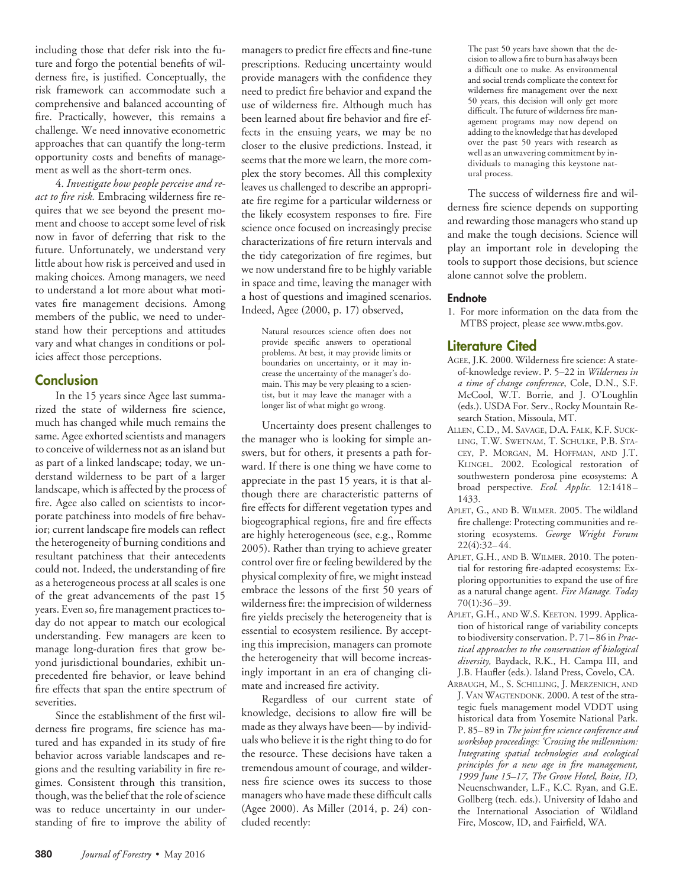including those that defer risk into the future and forgo the potential benefits of wilderness fire, is justified. Conceptually, the risk framework can accommodate such a comprehensive and balanced accounting of fire. Practically, however, this remains a challenge. We need innovative econometric approaches that can quantify the long-term opportunity costs and benefits of management as well as the short-term ones.

4. *Investigate how people perceive and react to fire risk.* Embracing wilderness fire requires that we see beyond the present moment and choose to accept some level of risk now in favor of deferring that risk to the future. Unfortunately, we understand very little about how risk is perceived and used in making choices. Among managers, we need to understand a lot more about what motivates fire management decisions. Among members of the public, we need to understand how their perceptions and attitudes vary and what changes in conditions or policies affect those perceptions.

## Conclusion

In the 15 years since Agee last summarized the state of wilderness fire science, much has changed while much remains the same. Agee exhorted scientists and managers to conceive of wilderness not as an island but as part of a linked landscape; today, we understand wilderness to be part of a larger landscape, which is affected by the process of fire. Agee also called on scientists to incorporate patchiness into models of fire behavior; current landscape fire models can reflect the heterogeneity of burning conditions and resultant patchiness that their antecedents could not. Indeed, the understanding of fire as a heterogeneous process at all scales is one of the great advancements of the past 15 years. Even so, fire management practices today do not appear to match our ecological understanding. Few managers are keen to manage long-duration fires that grow beyond jurisdictional boundaries, exhibit unprecedented fire behavior, or leave behind fire effects that span the entire spectrum of severities.

Since the establishment of the first wilderness fire programs, fire science has matured and has expanded in its study of fire behavior across variable landscapes and regions and the resulting variability in fire regimes. Consistent through this transition, though, was the belief that the role of science was to reduce uncertainty in our understanding of fire to improve the ability of managers to predict fire effects and fine-tune prescriptions. Reducing uncertainty would provide managers with the confidence they need to predict fire behavior and expand the use of wilderness fire. Although much has been learned about fire behavior and fire effects in the ensuing years, we may be no closer to the elusive predictions. Instead, it seems that the more we learn, the more complex the story becomes. All this complexity leaves us challenged to describe an appropriate fire regime for a particular wilderness or the likely ecosystem responses to fire. Fire science once focused on increasingly precise characterizations of fire return intervals and the tidy categorization of fire regimes, but we now understand fire to be highly variable in space and time, leaving the manager with a host of questions and imagined scenarios. Indeed, Agee (2000, p. 17) observed,

> Natural resources science often does not provide specific answers to operational problems. At best, it may provide limits or boundaries on uncertainty, or it may increase the uncertainty of the manager's domain. This may be very pleasing to a scientist, but it may leave the manager with a longer list of what might go wrong.

Uncertainty does present challenges to the manager who is looking for simple answers, but for others, it presents a path forward. If there is one thing we have come to appreciate in the past 15 years, it is that although there are characteristic patterns of fire effects for different vegetation types and biogeographical regions, fire and fire effects are highly heterogeneous (see, e.g., Romme 2005). Rather than trying to achieve greater control over fire or feeling bewildered by the physical complexity of fire, we might instead embrace the lessons of the first 50 years of wilderness fire: the imprecision of wilderness fire yields precisely the heterogeneity that is essential to ecosystem resilience. By accepting this imprecision, managers can promote the heterogeneity that will become increasingly important in an era of changing climate and increased fire activity.

Regardless of our current state of knowledge, decisions to allow fire will be made as they always have been—by individuals who believe it is the right thing to do for the resource. These decisions have taken a tremendous amount of courage, and wilderness fire science owes its success to those managers who have made these difficult calls (Agee 2000). As Miller (2014, p. 24) concluded recently:

> The past 50 years have shown that the decision to allow a fire to burn has always been a difficult one to make. As environmental and social trends complicate the context for wilderness fire management over the next 50 years, this decision will only get more difficult. The future of wilderness fire management programs may now depend on adding to the knowledge that has developed over the past 50 years with research as well as an unwavering commitment by individuals to managing this keystone natural process.

The success of wilderness fire and wilderness fire science depends on supporting and rewarding those managers who stand up and make the tough decisions. Science will play an important role in developing the tools to support those decisions, but science alone cannot solve the problem.

### Endnote

1. For more information on the data from the MTBS project, please see www.mtbs.gov.

## Literature Cited

Agee, J.K. 2000. Wilderness fire science: A state-of-knowledge review. P. 5–22 in *Wilderness in a time of change conference*, Cole, D.N., S.F. McCool, W.T. Borrie, and J. O'Loughlin (eds.). USDA For. Serv., Rocky Mountain Research Station, Missoula, MT.

Allen, C.D., M. Savage, D.A. Falk, K.F. Suckling, T.W. Swetnam, T. Schulke, P.B. Stacey, P. Morgan, M. Hoffman, and J.T. Klingel. 2002. Ecological restoration of southwestern ponderosa pine ecosystems: A broad perspective. *Ecol. Applic.* 12:1418–1433.

Aplet, G., and B. Wilmer. 2005. The wildland fire challenge: Protecting communities and restoring ecosystems. *George Wright Forum* 22(4):32–44.

Aplet, G.H., and B. Wilmer. 2010. The potential for restoring fire-adapted ecosystems: Exploring opportunities to expand the use of fire as a natural change agent. *Fire Manage. Today* 70(1):36–39.

Aplet, G.H., and W.S. Keeton. 1999. Application of historical range of variability concepts to biodiversity conservation. P. 71–86 in *Practical approaches to the conservation of biological diversity,* Baydack, R.K., H. Campa III, and J.B. Haufler (eds.). Island Press, Covelo, CA.

Arbaugh, M., S. Schilling, J. Merzenich, and J. Van Wagtendonk. 2000. A test of the strategic fuels management model VDDT using historical data from Yosemite National Park. P. 85–89 in *The joint fire science conference and workshop proceedings: 'Crossing the millennium: Integrating spatial technologies and ecological principles for a new age in fire management, 1999 June 15–17, The Grove Hotel, Boise, ID,* Neuenschwander, L.F., K.C. Ryan, and G.E. Gollberg (tech. eds.). University of Idaho and the International Association of Wildland Fire, Moscow, ID, and Fairfield, WA.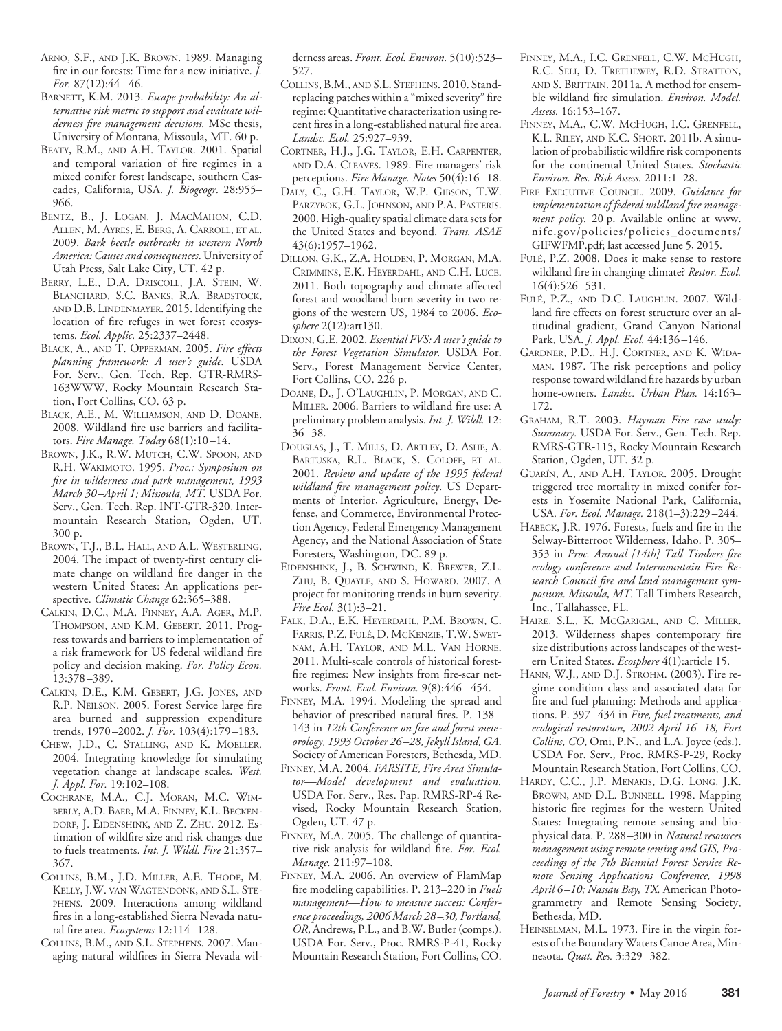Arno, S.F., and J.K. Brown. 1989. Managing fire in our forests: Time for a new initiative. *J. For.* 87(12):44–46.

Barnett, K.M. 2013. *Escape probability: An alternative risk metric to support and evaluate wilderness fire management decisions.* MSc thesis, University of Montana, Missoula, MT. 60 p.

Beaty, R.M., and A.H. Taylor. 2001. Spatial and temporal variation of fire regimes in a mixed conifer forest landscape, southern Cascades, California, USA. *J. Biogeogr.* 28:955–966.

Bentz, B., J. Logan, J. MacMahon, C.D. Allen, M. Ayres, E. Berg, A. Carroll, et al. 2009. *Bark beetle outbreaks in western North America: Causes and consequences*. University of Utah Press, Salt Lake City, UT. 42 p.

Berry, L.E., D.A. Driscoll, J.A. Stein, W. Blanchard, S.C. Banks, R.A. Bradstock, and D.B. Lindenmayer. 2015. Identifying the location of fire refuges in wet forest ecosystems. *Ecol. Applic.* 25:2337–2448.

Black, A., and T. Opperman. 2005. *Fire effects planning framework: A user's guide.* USDA For. Serv., Gen. Tech. Rep. GTR-RMRS-163WWW, Rocky Mountain Research Station, Fort Collins, CO. 63 p.

Black, A.E., M. Williamson, and D. Doane. 2008. Wildland fire use barriers and facilitators. *Fire Manage. Today* 68(1):10–14.

Brown, J.K., R.W. Mutch, C.W. Spoon, and R.H. Wakimoto. 1995. *Proc.: Symposium on fire in wilderness and park management, 1993 March 30–April 1; Missoula, MT.* USDA For. Serv., Gen. Tech. Rep. INT-GTR-320, Intermountain Research Station, Ogden, UT. 300 p.

Brown, T.J., B.L. Hall, and A.L. Westerling. 2004. The impact of twenty-first century climate change on wildland fire danger in the western United States: An applications perspective. *Climatic Change* 62:365–388.

Calkin, D.C., M.A. Finney, A.A. Ager, M.P. Thompson, and K.M. Gebert. 2011. Progress towards and barriers to implementation of a risk framework for US federal wildland fire policy and decision making. *For. Policy Econ.* 13:378–389.

Calkin, D.E., K.M. Gebert, J.G. Jones, and R.P. Neilson. 2005. Forest Service large fire area burned and suppression expenditure trends, 1970–2002. *J. For.* 103(4):179–183.

Chew, J.D., C. Stalling, and K. Moeller. 2004. Integrating knowledge for simulating vegetation change at landscape scales. *West. J. Appl. For.* 19:102–108.

Cochrane, M.A., C.J. Moran, M.C. Wimberly, A.D. Baer, M.A. Finney, K.L. Beckendorf, J. Eidenshink, and Z. Zhu. 2012. Estimation of wildfire size and risk changes due to fuels treatments. *Int. J. Wildl. Fire* 21:357–367.

Collins, B.M., J.D. Miller, A.E. Thode, M. Kelly, J.W. van Wagtendonk, and S.L. Stephens. 2009. Interactions among wildland fires in a long-established Sierra Nevada natural fire area. *Ecosystems* 12:114–128.

Collins, B.M., and S.L. Stephens. 2007. Managing natural wildfires in Sierra Nevada wilderness areas. *Front. Ecol. Environ.* 5(10):523–527.

Collins, B.M., and S.L. Stephens. 2010. Stand-replacing patches within a "mixed severity" fire regime: Quantitative characterization using recent fires in a long-established natural fire area. *Landsc. Ecol.* 25:927–939.

Cortner, H.J., J.G. Taylor, E.H. Carpenter, and D.A. Cleaves. 1989. Fire managers' risk perceptions. *Fire Manage. Notes* 50(4):16–18.

Daly, C., G.H. Taylor, W.P. Gibson, T.W. Parzybok, G.L. Johnson, and P.A. Pasteris. 2000. High-quality spatial climate data sets for the United States and beyond. *Trans. ASAE* 43(6):1957–1962.

Dillon, G.K., Z.A. Holden, P. Morgan, M.A. Crimmins, E.K. Heyerdahl, and C.H. Luce. 2011. Both topography and climate affected forest and woodland burn severity in two regions of the western US, 1984 to 2006. *Ecosphere* 2(12):art130.

Dixon, G.E. 2002. *Essential FVS: A user's guide to the Forest Vegetation Simulator.* USDA For. Serv., Forest Management Service Center, Fort Collins, CO. 226 p.

Doane, D., J. O'Laughlin, P. Morgan, and C. Miller. 2006. Barriers to wildland fire use: A preliminary problem analysis. *Int. J. Wildl.* 12:36–38.

Douglas, J., T. Mills, D. Artley, D. Ashe, A. Bartuska, R.L. Black, S. Coloff, et al. 2001. *Review and update of the 1995 federal wildland fire management policy*. US Departments of Interior, Agriculture, Energy, Defense, and Commerce, Environmental Protection Agency, Federal Emergency Management Agency, and the National Association of State Foresters, Washington, DC. 89 p.

Eidenshink, J., B. Schwind, K. Brewer, Z.L. Zhu, B. Quayle, and S. Howard. 2007. A project for monitoring trends in burn severity. *Fire Ecol.* 3(1):3–21.

Falk, D.A., E.K. Heyerdahl, P.M. Brown, C. Farris, P.Z. Fulé, D. McKenzie, T.W. Swetnam, A.H. Taylor, and M.L. Van Horne. 2011. Multi-scale controls of historical forest-fire regimes: New insights from fire-scar networks. *Front. Ecol. Environ.* 9(8):446–454.

Finney, M.A. 1994. Modeling the spread and behavior of prescribed natural fires. P. 138–143 in *12th Conference on fire and forest meteorology, 1993 October 26–28, Jekyll Island, GA.* Society of American Foresters, Bethesda, MD.

Finney, M.A. 2004. *FARSITE, Fire Area Simulator—Model development and evaluation.* USDA For. Serv., Res. Pap. RMRS-RP-4 Revised, Rocky Mountain Research Station, Ogden, UT. 47 p.

Finney, M.A. 2005. The challenge of quantitative risk analysis for wildland fire. *For. Ecol. Manage.* 211:97–108.

Finney, M.A. 2006. An overview of FlamMap fire modeling capabilities. P. 213–220 in *Fuels management—How to measure success: Conference proceedings, 2006 March 28–30, Portland, OR*, Andrews, P.L., and B.W. Butler (comps.). USDA For. Serv., Proc. RMRS-P-41, Rocky Mountain Research Station, Fort Collins, CO.

Finney, M.A., I.C. Grenfell, C.W. McHugh, R.C. Seli, D. Trethewey, R.D. Stratton, and S. Brittain. 2011a. A method for ensemble wildland fire simulation. *Environ. Model. Assess.* 16:153–167.

Finney, M.A., C.W. McHugh, I.C. Grenfell, K.L. Riley, and K.C. Short. 2011b. A simulation of probabilistic wildfire risk components for the continental United States. *Stochastic Environ. Res. Risk Assess.* 2011:1–28.

Fire Executive Council. 2009. *Guidance for implementation of federal wildland fire management policy.* 20 p. Available online at www.nifc.gov/policies/policies_documents/GIFWFMP.pdf; last accessed June 5, 2015.

Fulé, P.Z. 2008. Does it make sense to restore wildland fire in changing climate? *Restor. Ecol.* 16(4):526–531.

Fulé, P.Z., and D.C. Laughlin. 2007. Wildland fire effects on forest structure over an altitudinal gradient, Grand Canyon National Park, USA. *J. Appl. Ecol.* 44:136–146.

Gardner, P.D., H.J. Cortner, and K. Widaman. 1987. The risk perceptions and policy response toward wildland fire hazards by urban home-owners. *Landsc. Urban Plan.* 14:163–172.

Graham, R.T. 2003. *Hayman Fire case study: Summary.* USDA For. Serv., Gen. Tech. Rep. RMRS-GTR-115, Rocky Mountain Research Station, Ogden, UT. 32 p.

Guarín, A., and A.H. Taylor. 2005. Drought triggered tree mortality in mixed conifer forests in Yosemite National Park, California, USA. *For. Ecol. Manage.* 218(1–3):229–244.

Habeck, J.R. 1976. Forests, fuels and fire in the Selway-Bitterroot Wilderness, Idaho. P. 305–353 in *Proc. Annual [14th] Tall Timbers fire ecology conference and Intermountain Fire Research Council fire and land management symposium. Missoula, MT.* Tall Timbers Research, Inc., Tallahassee, FL.

Haire, S.L., K. McGarigal, and C. Miller. 2013. Wilderness shapes contemporary fire size distributions across landscapes of the western United States. *Ecosphere* 4(1):article 15.

Hann, W.J., and D.J. Strohm. (2003). Fire regime condition class and associated data for fire and fuel planning: Methods and applications. P. 397–434 in *Fire, fuel treatments, and ecological restoration, 2002 April 16–18, Fort Collins, CO*, Omi, P.N., and L.A. Joyce (eds.). USDA For. Serv., Proc. RMRS-P-29, Rocky Mountain Research Station, Fort Collins, CO.

Hardy, C.C., J.P. Menakis, D.G. Long, J.K. Brown, and D.L. Bunnell. 1998. Mapping historic fire regimes for the western United States: Integrating remote sensing and biophysical data. P. 288–300 in *Natural resources management using remote sensing and GIS, Proceedings of the 7th Biennial Forest Service Remote Sensing Applications Conference, 1998 April 6–10; Nassau Bay, TX.* American Photogrammetry and Remote Sensing Society, Bethesda, MD.

Heinselman, M.L. 1973. Fire in the virgin forests of the Boundary Waters Canoe Area, Minnesota. *Quat. Res.* 3:329–382.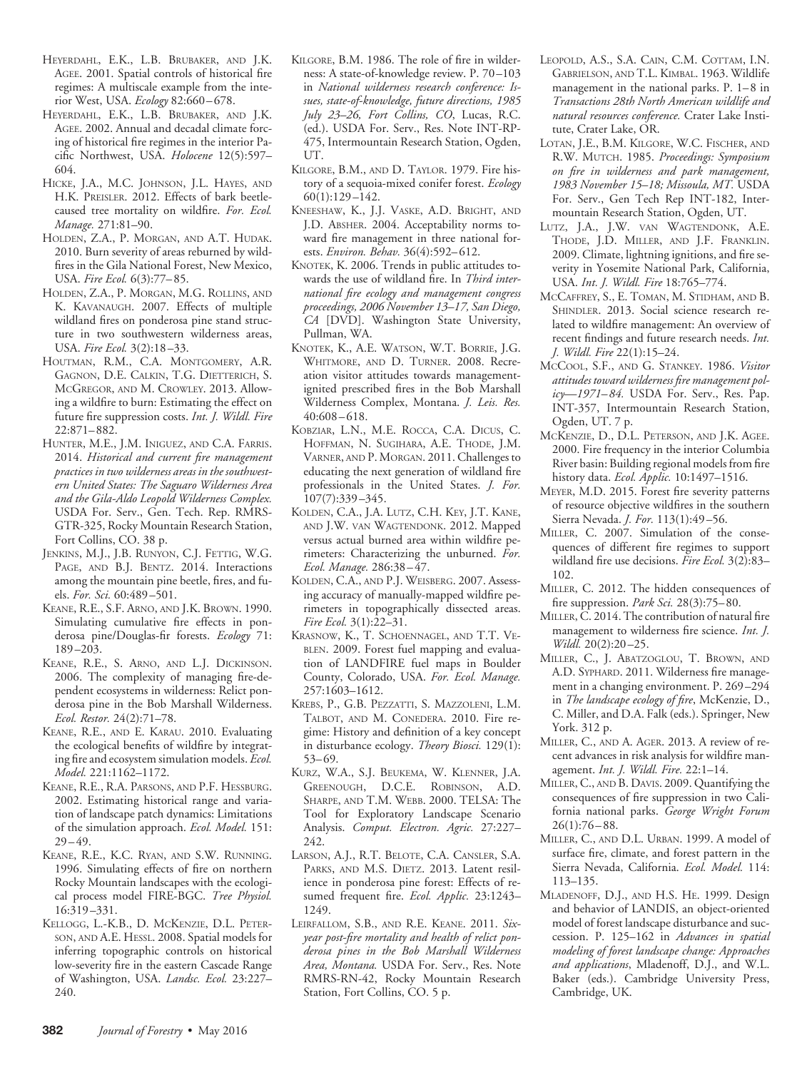Heyerdahl, E.K., L.B. Brubaker, and J.K. Agee. 2001. Spatial controls of historical fire regimes: A multiscale example from the interior West, USA. *Ecology* 82:660–678.

Heyerdahl, E.K., L.B. Brubaker, and J.K. Agee. 2002. Annual and decadal climate forcing of historical fire regimes in the interior Pacific Northwest, USA. *Holocene* 12(5):597–604.

Hicke, J.A., M.C. Johnson, J.L. Hayes, and H.K. Preisler. 2012. Effects of bark beetle-caused tree mortality on wildfire. *For. Ecol. Manage.* 271:81–90.

Holden, Z.A., P. Morgan, and A.T. Hudak. 2010. Burn severity of areas reburned by wildfires in the Gila National Forest, New Mexico, USA. *Fire Ecol.* 6(3):77–85.

Holden, Z.A., P. Morgan, M.G. Rollins, and K. Kavanaugh. 2007. Effects of multiple wildland fires on ponderosa pine stand structure in two southwestern wilderness areas, USA. *Fire Ecol.* 3(2):18–33.

Houtman, R.M., C.A. Montgomery, A.R. Gagnon, D.E. Calkin, T.G. Dietterich, S. McGregor, and M. Crowley. 2013. Allowing a wildfire to burn: Estimating the effect on future fire suppression costs. *Int. J. Wildl. Fire* 22:871–882.

Hunter, M.E., J.M. Iniguez, and C.A. Farris. 2014. *Historical and current fire management practices in two wilderness areas in the southwestern United States: The Saguaro Wilderness Area and the Gila-Aldo Leopold Wilderness Complex.* USDA For. Serv., Gen. Tech. Rep. RMRS-GTR-325, Rocky Mountain Research Station, Fort Collins, CO. 38 p.

Jenkins, M.J., J.B. Runyon, C.J. Fettig, W.G. Page, and B.J. Bentz. 2014. Interactions among the mountain pine beetle, fires, and fuels. *For. Sci.* 60:489–501.

Keane, R.E., S.F. Arno, and J.K. Brown. 1990. Simulating cumulative fire effects in ponderosa pine/Douglas-fir forests. *Ecology* 71: 189–203.

Keane, R.E., S. Arno, and L.J. Dickinson. 2006. The complexity of managing fire-dependent ecosystems in wilderness: Relict ponderosa pine in the Bob Marshall Wilderness. *Ecol. Restor.* 24(2):71–78.

Keane, R.E., and E. Karau. 2010. Evaluating the ecological benefits of wildfire by integrating fire and ecosystem simulation models. *Ecol. Model.* 221:1162–1172.

Keane, R.E., R.A. Parsons, and P.F. Hessburg. 2002. Estimating historical range and variation of landscape patch dynamics: Limitations of the simulation approach. *Ecol. Model.* 151: 29–49.

Keane, R.E., K.C. Ryan, and S.W. Running. 1996. Simulating effects of fire on northern Rocky Mountain landscapes with the ecological process model FIRE-BGC. *Tree Physiol.* 16:319–331.

Kellogg, L.-K.B., D. McKenzie, D.L. Peterson, and A.E. Hessl. 2008. Spatial models for inferring topographic controls on historical low-severity fire in the eastern Cascade Range of Washington, USA. *Landsc. Ecol.* 23:227–240.

Kilgore, B.M. 1986. The role of fire in wilderness: A state-of-knowledge review. P. 70–103 in *National wilderness research conference: Issues, state-of-knowledge, future directions, 1985 July 23–26, Fort Collins, CO*, Lucas, R.C. (ed.). USDA For. Serv., Res. Note INT-RP-475, Intermountain Research Station, Ogden, UT.

Kilgore, B.M., and D. Taylor. 1979. Fire history of a sequoia-mixed conifer forest. *Ecology* 60(1):129–142.

Kneeshaw, K., J.J. Vaske, A.D. Bright, and J.D. Absher. 2004. Acceptability norms toward fire management in three national forests. *Environ. Behav.* 36(4):592–612.

Knotek, K. 2006. Trends in public attitudes towards the use of wildland fire. In *Third international fire ecology and management congress proceedings, 2006 November 13–17, San Diego, CA* [DVD]. Washington State University, Pullman, WA.

Knotek, K., A.E. Watson, W.T. Borrie, J.G. Whitmore, and D. Turner. 2008. Recreation visitor attitudes towards management-ignited prescribed fires in the Bob Marshall Wilderness Complex, Montana. *J. Leis. Res.* 40:608–618.

Kobziar, L.N., M.E. Rocca, C.A. Dicus, C. Hoffman, N. Sugihara, A.E. Thode, J.M. Varner, and P. Morgan. 2011. Challenges to educating the next generation of wildland fire professionals in the United States. *J. For.* 107(7):339–345.

Kolden, C.A., J.A. Lutz, C.H. Key, J.T. Kane, and J.W. van Wagtendonk. 2012. Mapped versus actual burned area within wildfire perimeters: Characterizing the unburned. *For. Ecol. Manage.* 286:38–47.

Kolden, C.A., and P.J. Weisberg. 2007. Assessing accuracy of manually-mapped wildfire perimeters in topographically dissected areas. *Fire Ecol.* 3(1):22–31.

Krasnow, K., T. Schoennagel, and T.T. Veblen. 2009. Forest fuel mapping and evaluation of LANDFIRE fuel maps in Boulder County, Colorado, USA. *For. Ecol. Manage.* 257:1603–1612.

Krebs, P., G.B. Pezzatti, S. Mazzoleni, L.M. Talbot, and M. Conedera. 2010. Fire regime: History and definition of a key concept in disturbance ecology. *Theory Biosci.* 129(1): 53–69.

Kurz, W.A., S.J. Beukema, W. Klenner, J.A. Greenough, D.C.E. Robinson, A.D. Sharpe, and T.M. Webb. 2000. TELSA: The Tool for Exploratory Landscape Scenario Analysis. *Comput. Electron. Agric.* 27:227–242.

Larson, A.J., R.T. Belote, C.A. Cansler, S.A. Parks, and M.S. Dietz. 2013. Latent resilience in ponderosa pine forest: Effects of resumed frequent fire. *Ecol. Applic.* 23:1243–1249.

Leirfallom, S.B., and R.E. Keane. 2011. *Six-year post-fire mortality and health of relict ponderosa pines in the Bob Marshall Wilderness Area, Montana.* USDA For. Serv., Res. Note RMRS-RN-42, Rocky Mountain Research Station, Fort Collins, CO. 5 p.

Leopold, A.S., S.A. Cain, C.M. Cottam, I.N. Gabrielson, and T.L. Kimbal. 1963. Wildlife management in the national parks. P. 1–8 in *Transactions 28th North American wildlife and natural resources conference.* Crater Lake Institute, Crater Lake, OR.

Lotan, J.E., B.M. Kilgore, W.C. Fischer, and R.W. Mutch. 1985. *Proceedings: Symposium on fire in wilderness and park management, 1983 November 15–18; Missoula, MT.* USDA For. Serv., Gen Tech Rep INT-182, Intermountain Research Station, Ogden, UT.

Lutz, J.A., J.W. van Wagtendonk, A.E. Thode, J.D. Miller, and J.F. Franklin. 2009. Climate, lightning ignitions, and fire severity in Yosemite National Park, California, USA. *Int. J. Wildl. Fire* 18:765–774.

McCaffrey, S., E. Toman, M. Stidham, and B. Shindler. 2013. Social science research related to wildfire management: An overview of recent findings and future research needs. *Int. J. Wildl. Fire* 22(1):15–24.

McCool, S.F., and G. Stankey. 1986. *Visitor attitudes toward wilderness fire management policy—1971–84.* USDA For. Serv., Res. Pap. INT-357, Intermountain Research Station, Ogden, UT. 7 p.

McKenzie, D., D.L. Peterson, and J.K. Agee. 2000. Fire frequency in the interior Columbia River basin: Building regional models from fire history data. *Ecol. Applic.* 10:1497–1516.

Meyer, M.D. 2015. Forest fire severity patterns of resource objective wildfires in the southern Sierra Nevada. *J. For.* 113(1):49–56.

Miller, C. 2007. Simulation of the consequences of different fire regimes to support wildland fire use decisions. *Fire Ecol.* 3(2):83–102.

Miller, C. 2012. The hidden consequences of fire suppression. *Park Sci.* 28(3):75–80.

Miller, C. 2014. The contribution of natural fire management to wilderness fire science. *Int. J. Wildl.* 20(2):20–25.

Miller, C., J. Abatzoglou, T. Brown, and A.D. Syphard. 2011. Wilderness fire management in a changing environment. P. 269–294 in *The landscape ecology of fire*, McKenzie, D., C. Miller, and D.A. Falk (eds.). Springer, New York. 312 p.

Miller, C., and A. Ager. 2013. A review of recent advances in risk analysis for wildfire management. *Int. J. Wildl. Fire.* 22:1–14.

Miller, C., and B. Davis. 2009. Quantifying the consequences of fire suppression in two California national parks. *George Wright Forum* 26(1):76–88.

Miller, C., and D.L. Urban. 1999. A model of surface fire, climate, and forest pattern in the Sierra Nevada, California. *Ecol. Model.* 114: 113–135.

Mladenoff, D.J., and H.S. He. 1999. Design and behavior of LANDIS, an object-oriented model of forest landscape disturbance and succession. P. 125–162 in *Advances in spatial modeling of forest landscape change: Approaches and applications*, Mladenoff, D.J., and W.L. Baker (eds.). Cambridge University Press, Cambridge, UK.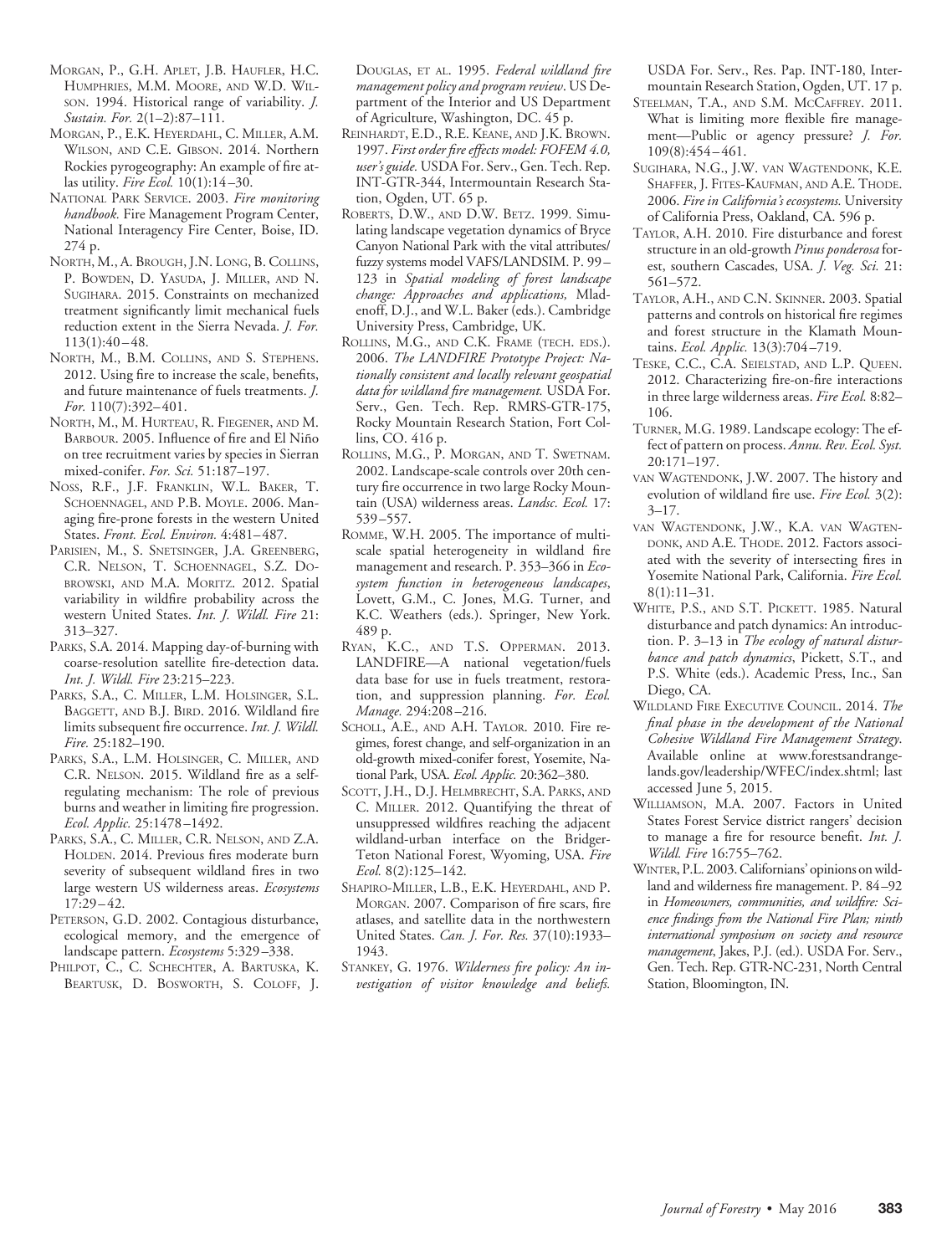Morgan, P., G.H. Aplet, J.B. Haufler, H.C. Humphries, M.M. Moore, and W.D. Wilson. 1994. Historical range of variability. *J. Sustain. For.* 2(1–2):87–111.

Morgan, P., E.K. Heyerdahl, C. Miller, A.M. Wilson, and C.E. Gibson. 2014. Northern Rockies pyrogeography: An example of fire atlas utility. *Fire Ecol.* 10(1):14–30.

National Park Service. 2003. *Fire monitoring handbook.* Fire Management Program Center, National Interagency Fire Center, Boise, ID. 274 p.

North, M., A. Brough, J.N. Long, B. Collins, P. Bowden, D. Yasuda, J. Miller, and N. Sugihara. 2015. Constraints on mechanized treatment significantly limit mechanical fuels reduction extent in the Sierra Nevada. *J. For.* 113(1):40–48.

North, M., B.M. Collins, and S. Stephens. 2012. Using fire to increase the scale, benefits, and future maintenance of fuels treatments. *J. For.* 110(7):392–401.

North, M., M. Hurteau, R. Fiegener, and M. Barbour. 2005. Influence of fire and El Niño on tree recruitment varies by species in Sierran mixed-conifer. *For. Sci.* 51:187–197.

Noss, R.F., J.F. Franklin, W.L. Baker, T. Schoennagel, and P.B. Moyle. 2006. Managing fire-prone forests in the western United States. *Front. Ecol. Environ.* 4:481–487.

Parisien, M., S. Snetsinger, J.A. Greenberg, C.R. Nelson, T. Schoennagel, S.Z. Dobrowski, and M.A. Moritz. 2012. Spatial variability in wildfire probability across the western United States. *Int. J. Wildl. Fire* 21: 313–327.

Parks, S.A. 2014. Mapping day-of-burning with coarse-resolution satellite fire-detection data. *Int. J. Wildl. Fire* 23:215–223.

Parks, S.A., C. Miller, L.M. Holsinger, S.L. Baggett, and B.J. Bird. 2016. Wildland fire limits subsequent fire occurrence. *Int. J. Wildl. Fire.* 25:182–190.

Parks, S.A., L.M. Holsinger, C. Miller, and C.R. Nelson. 2015. Wildland fire as a self-regulating mechanism: The role of previous burns and weather in limiting fire progression. *Ecol. Applic.* 25:1478–1492.

Parks, S.A., C. Miller, C.R. Nelson, and Z.A. Holden. 2014. Previous fires moderate burn severity of subsequent wildland fires in two large western US wilderness areas. *Ecosystems* 17:29–42.

Peterson, G.D. 2002. Contagious disturbance, ecological memory, and the emergence of landscape pattern. *Ecosystems* 5:329–338.

Philpot, C., C. Schechter, A. Bartuska, K. Beartusk, D. Bosworth, S. Coloff, J. Douglas, et al. 1995. *Federal wildland fire management policy and program review*. US Department of the Interior and US Department of Agriculture, Washington, DC. 45 p.

Reinhardt, E.D., R.E. Keane, and J.K. Brown. 1997. *First order fire effects model: FOFEM 4.0, user's guide.* USDA For. Serv., Gen. Tech. Rep. INT-GTR-344, Intermountain Research Station, Ogden, UT. 65 p.

Roberts, D.W., and D.W. Betz. 1999. Simulating landscape vegetation dynamics of Bryce Canyon National Park with the vital attributes/fuzzy systems model VAFS/LANDSIM. P. 99–123 in *Spatial modeling of forest landscape change: Approaches and applications,* Mladenoff, D.J., and W.L. Baker (eds.). Cambridge University Press, Cambridge, UK.

Rollins, M.G., and C.K. Frame (tech. eds.). 2006. *The LANDFIRE Prototype Project: Nationally consistent and locally relevant geospatial data for wildland fire management.* USDA For. Serv., Gen. Tech. Rep. RMRS-GTR-175, Rocky Mountain Research Station, Fort Collins, CO. 416 p.

Rollins, M.G., P. Morgan, and T. Swetnam. 2002. Landscape-scale controls over 20th century fire occurrence in two large Rocky Mountain (USA) wilderness areas. *Landsc. Ecol.* 17: 539–557.

Romme, W.H. 2005. The importance of multiscale spatial heterogeneity in wildland fire management and research. P. 353–366 in *Ecosystem function in heterogeneous landscapes*, Lovett, G.M., C. Jones, M.G. Turner, and K.C. Weathers (eds.). Springer, New York. 489 p.

Ryan, K.C., and T.S. Opperman. 2013. LANDFIRE—A national vegetation/fuels data base for use in fuels treatment, restoration, and suppression planning. *For. Ecol. Manage.* 294:208–216.

Scholl, A.E., and A.H. Taylor. 2010. Fire regimes, forest change, and self-organization in an old-growth mixed-conifer forest, Yosemite, National Park, USA. *Ecol. Applic.* 20:362–380.

Scott, J.H., D.J. Helmbrecht, S.A. Parks, and C. Miller. 2012. Quantifying the threat of unsuppressed wildfires reaching the adjacent wildland-urban interface on the Bridger-Teton National Forest, Wyoming, USA. *Fire Ecol.* 8(2):125–142.

Shapiro-Miller, L.B., E.K. Heyerdahl, and P. Morgan. 2007. Comparison of fire scars, fire atlases, and satellite data in the northwestern United States. *Can. J. For. Res.* 37(10):1933–1943.

Stankey, G. 1976. *Wilderness fire policy: An investigation of visitor knowledge and beliefs.* USDA For. Serv., Res. Pap. INT-180, Intermountain Research Station, Ogden, UT. 17 p.

Steelman, T.A., and S.M. McCaffrey. 2011. What is limiting more flexible fire management—Public or agency pressure? *J. For.* 109(8):454–461.

Sugihara, N.G., J.W. van Wagtendonk, K.E. Shaffer, J. Fites-Kaufman, and A.E. Thode. 2006. *Fire in California's ecosystems.* University of California Press, Oakland, CA. 596 p.

Taylor, A.H. 2010. Fire disturbance and forest structure in an old-growth *Pinus ponderosa* forest, southern Cascades, USA. *J. Veg. Sci.* 21: 561–572.

Taylor, A.H., and C.N. Skinner. 2003. Spatial patterns and controls on historical fire regimes and forest structure in the Klamath Mountains. *Ecol. Applic.* 13(3):704–719.

Teske, C.C., C.A. Seielstad, and L.P. Queen. 2012. Characterizing fire-on-fire interactions in three large wilderness areas. *Fire Ecol.* 8:82–106.

Turner, M.G. 1989. Landscape ecology: The effect of pattern on process. *Annu. Rev. Ecol. Syst.* 20:171–197.

van Wagtendonk, J.W. 2007. The history and evolution of wildland fire use. *Fire Ecol.* 3(2): 3–17.

van Wagtendonk, J.W., K.A. van Wagtendonk, and A.E. Thode. 2012. Factors associated with the severity of intersecting fires in Yosemite National Park, California. *Fire Ecol.* 8(1):11–31.

White, P.S., and S.T. Pickett. 1985. Natural disturbance and patch dynamics: An introduction. P. 3–13 in *The ecology of natural disturbance and patch dynamics*, Pickett, S.T., and P.S. White (eds.). Academic Press, Inc., San Diego, CA.

Wildland Fire Executive Council. 2014. *The final phase in the development of the National Cohesive Wildland Fire Management Strategy*. Available online at www.forestsandrangelands.gov/leadership/WFEC/index.shtml; last accessed June 5, 2015.

Williamson, M.A. 2007. Factors in United States Forest Service district rangers' decision to manage a fire for resource benefit. *Int. J. Wildl. Fire* 16:755–762.

Winter, P.L. 2003. Californians' opinions on wildland and wilderness fire management. P. 84–92 in *Homeowners, communities, and wildfire: Science findings from the National Fire Plan; ninth international symposium on society and resource management*, Jakes, P.J. (ed.). USDA For. Serv., Gen. Tech. Rep. GTR-NC-231, North Central Station, Bloomington, IN.